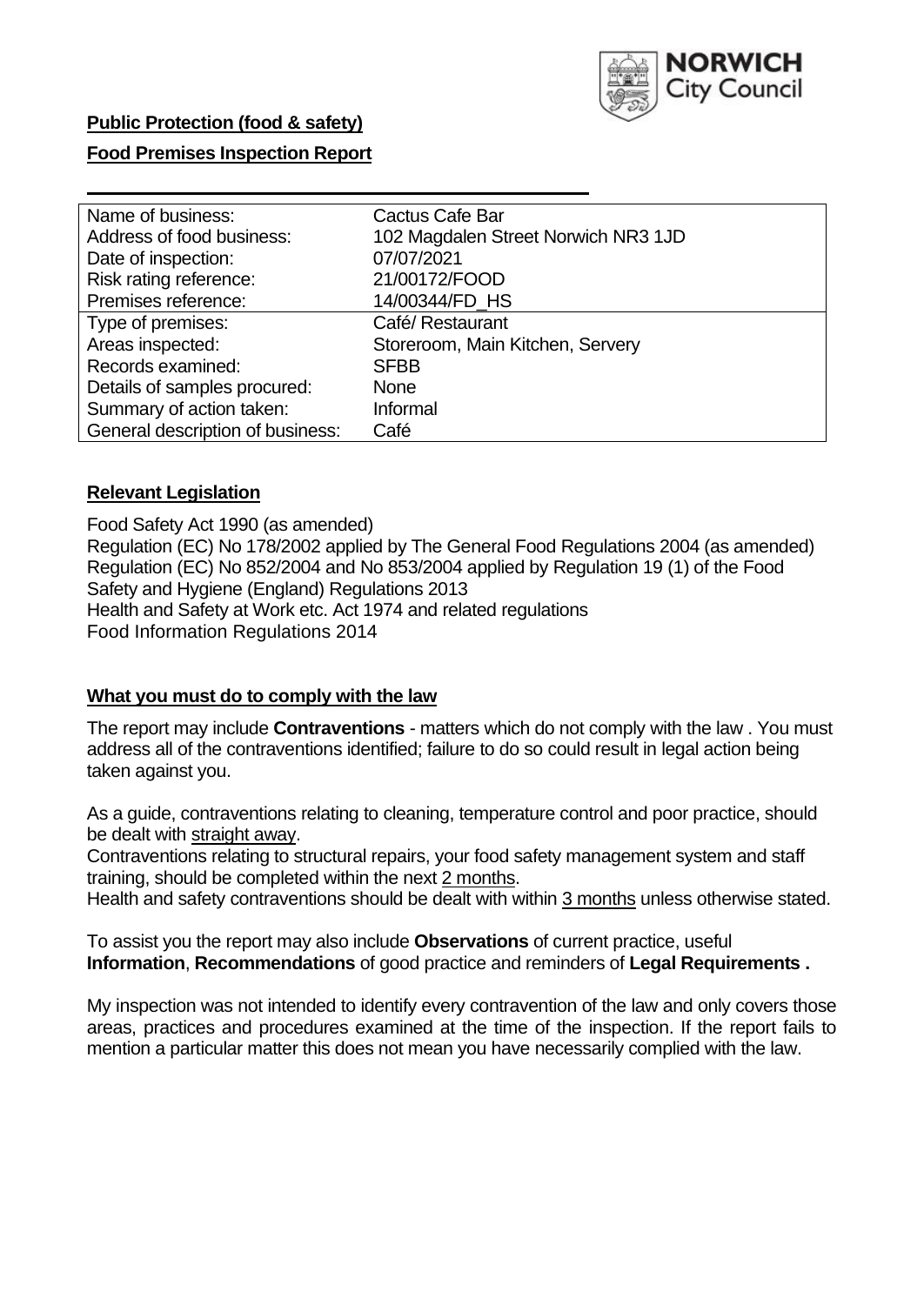**Public Protection (food & safety)**

**Food Premises Inspection Report**

| Name of business: | Cactus Cafe Bar |
|---|---|
| Address of food business: | 102 Magdalen Street Norwich NR3 1JD |
| Date of inspection: | 07/07/2021 |
| Risk rating reference: | 21/00172/FOOD |
| Premises reference: | 14/00344/FD_HS |
| Type of premises: | Café/ Restaurant |
| Areas inspected: | Storeroom, Main Kitchen, Servery |
| Records examined: | SFBB |
| Details of samples procured: | None |
| Summary of action taken: | Informal |
| General description of business: | Café |

## Relevant Legislation

Food Safety Act 1990 (as amended)
Regulation (EC) No 178/2002 applied by The General Food Regulations 2004 (as amended)
Regulation (EC) No 852/2004 and No 853/2004 applied by Regulation 19 (1) of the Food Safety and Hygiene (England) Regulations 2013
Health and Safety at Work etc. Act 1974 and related regulations
Food Information Regulations 2014

## What you must do to comply with the law

The report may include **Contraventions** - matters which do not comply with the law . You must address all of the contraventions identified; failure to do so could result in legal action being taken against you.

As a guide, contraventions relating to cleaning, temperature control and poor practice, should be dealt with straight away.
Contraventions relating to structural repairs, your food safety management system and staff training, should be completed within the next 2 months.
Health and safety contraventions should be dealt with within 3 months unless otherwise stated.

To assist you the report may also include **Observations** of current practice, useful **Information**, **Recommendations** of good practice and reminders of **Legal Requirements .**

My inspection was not intended to identify every contravention of the law and only covers those areas, practices and procedures examined at the time of the inspection. If the report fails to mention a particular matter this does not mean you have necessarily complied with the law.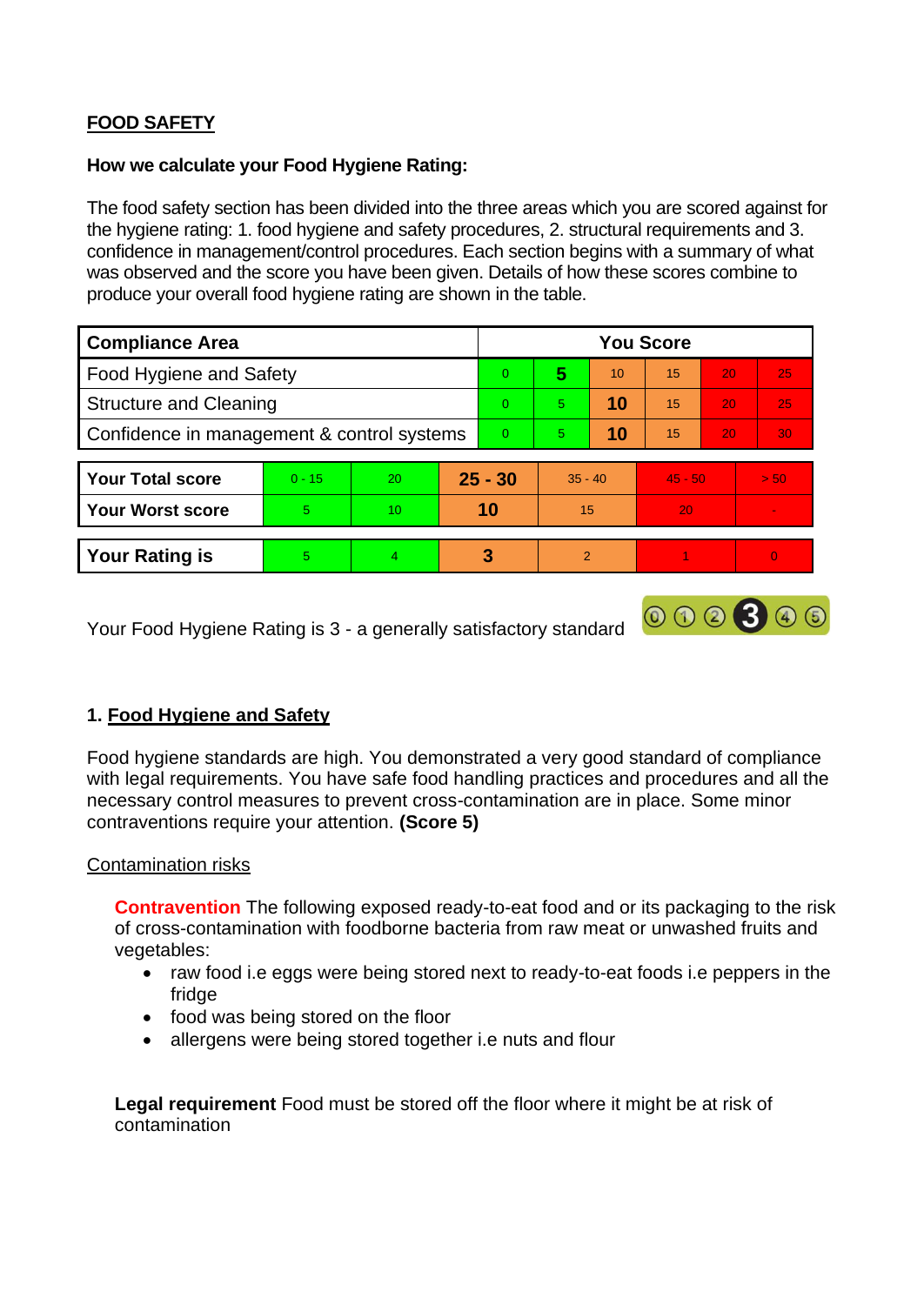## FOOD SAFETY

**How we calculate your Food Hygiene Rating:**

The food safety section has been divided into the three areas which you are scored against for the hygiene rating: 1. food hygiene and safety procedures, 2. structural requirements and 3. confidence in management/control procedures. Each section begins with a summary of what was observed and the score you have been given. Details of how these scores combine to produce your overall food hygiene rating are shown in the table.

| Compliance Area | You Score | | | | | |
|---|---|---|---|---|---|---|
| Food Hygiene and Safety | 0 | **5** | 10 | 15 | 20 | 25 |
| Structure and Cleaning | 0 | 5 | **10** | 15 | 20 | 25 |
| Confidence in management & control systems | 0 | 5 | **10** | 15 | 20 | 30 |

| | | | | | | |
|---|---|---|---|---|---|---|
| **Your Total score** | 0 - 15 | 20 | **25 - 30** | 35 - 40 | 45 - 50 | > 50 |
| **Your Worst score** | 5 | 10 | **10** | 15 | 20 | - |

| | | | | | | |
|---|---|---|---|---|---|---|
| **Your Rating is** | 5 | 4 | **3** | 2 | 1 | 0 |

Your Food Hygiene Rating is 3 - a generally satisfactory standard

### 1. Food Hygiene and Safety

Food hygiene standards are high. You demonstrated a very good standard of compliance with legal requirements. You have safe food handling practices and procedures and all the necessary control measures to prevent cross-contamination are in place. Some minor contraventions require your attention. **(Score 5)**

Contamination risks

**Contravention** The following exposed ready-to-eat food and or its packaging to the risk of cross-contamination with foodborne bacteria from raw meat or unwashed fruits and vegetables:

- raw food i.e eggs were being stored next to ready-to-eat foods i.e peppers in the fridge
- food was being stored on the floor
- allergens were being stored together i.e nuts and flour

**Legal requirement** Food must be stored off the floor where it might be at risk of contamination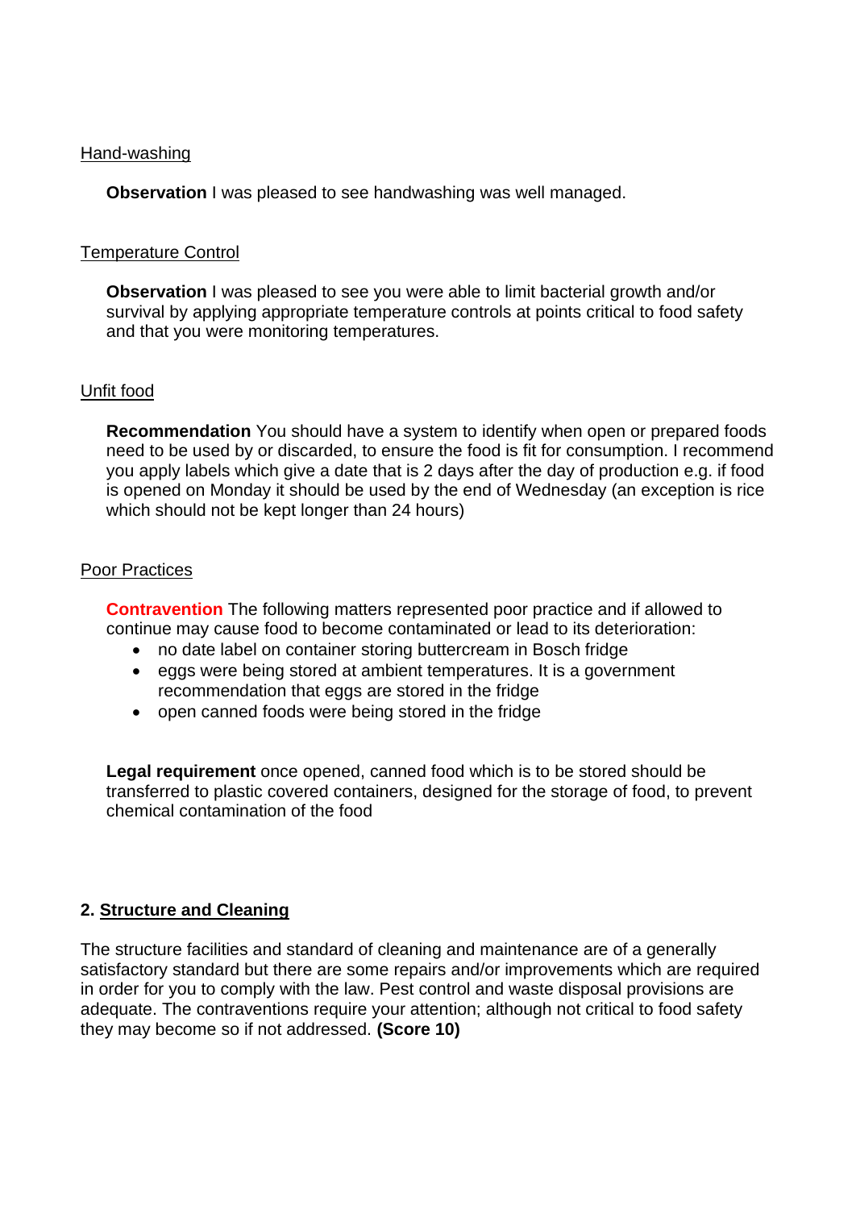Hand-washing

**Observation** I was pleased to see handwashing was well managed.

Temperature Control

**Observation** I was pleased to see you were able to limit bacterial growth and/or survival by applying appropriate temperature controls at points critical to food safety and that you were monitoring temperatures.

Unfit food

**Recommendation** You should have a system to identify when open or prepared foods need to be used by or discarded, to ensure the food is fit for consumption. I recommend you apply labels which give a date that is 2 days after the day of production e.g. if food is opened on Monday it should be used by the end of Wednesday (an exception is rice which should not be kept longer than 24 hours)

Poor Practices

**Contravention** The following matters represented poor practice and if allowed to continue may cause food to become contaminated or lead to its deterioration:

- no date label on container storing buttercream in Bosch fridge
- eggs were being stored at ambient temperatures. It is a government recommendation that eggs are stored in the fridge
- open canned foods were being stored in the fridge

**Legal requirement** once opened, canned food which is to be stored should be transferred to plastic covered containers, designed for the storage of food, to prevent chemical contamination of the food

## 2. Structure and Cleaning

The structure facilities and standard of cleaning and maintenance are of a generally satisfactory standard but there are some repairs and/or improvements which are required in order for you to comply with the law. Pest control and waste disposal provisions are adequate. The contraventions require your attention; although not critical to food safety they may become so if not addressed. **(Score 10)**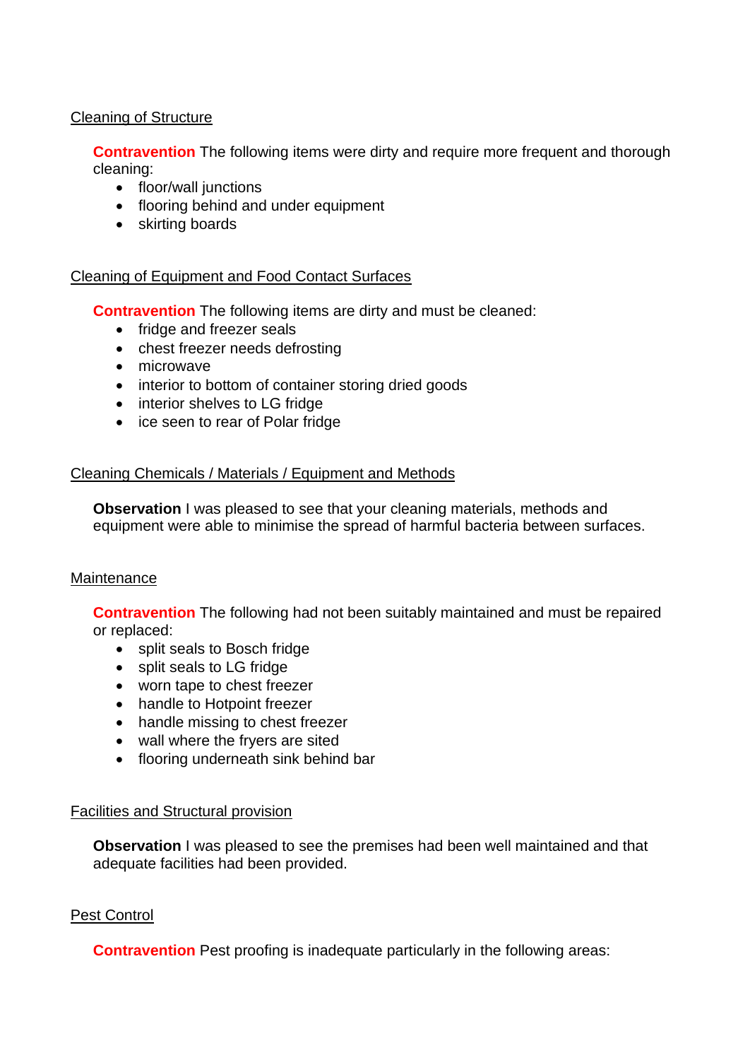Cleaning of Structure

**Contravention** The following items were dirty and require more frequent and thorough cleaning:

- floor/wall junctions
- flooring behind and under equipment
- skirting boards

Cleaning of Equipment and Food Contact Surfaces

**Contravention** The following items are dirty and must be cleaned:

- fridge and freezer seals
- chest freezer needs defrosting
- microwave
- interior to bottom of container storing dried goods
- interior shelves to LG fridge
- ice seen to rear of Polar fridge

Cleaning Chemicals / Materials / Equipment and Methods

**Observation** I was pleased to see that your cleaning materials, methods and equipment were able to minimise the spread of harmful bacteria between surfaces.

Maintenance

**Contravention** The following had not been suitably maintained and must be repaired or replaced:

- split seals to Bosch fridge
- split seals to LG fridge
- worn tape to chest freezer
- handle to Hotpoint freezer
- handle missing to chest freezer
- wall where the fryers are sited
- flooring underneath sink behind bar

Facilities and Structural provision

**Observation** I was pleased to see the premises had been well maintained and that adequate facilities had been provided.

Pest Control

**Contravention** Pest proofing is inadequate particularly in the following areas: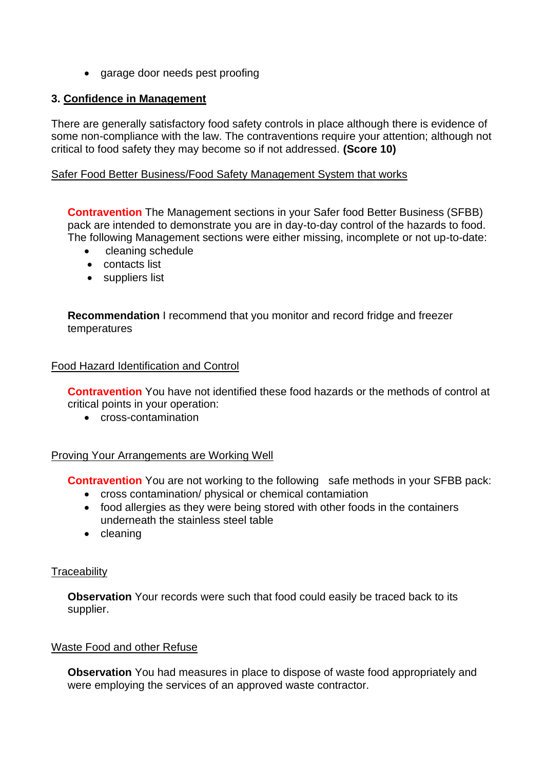- garage door needs pest proofing

### 3. Confidence in Management

There are generally satisfactory food safety controls in place although there is evidence of some non-compliance with the law. The contraventions require your attention; although not critical to food safety they may become so if not addressed. **(Score 10)**

Safer Food Better Business/Food Safety Management System that works

**Contravention** The Management sections in your Safer food Better Business (SFBB) pack are intended to demonstrate you are in day-to-day control of the hazards to food. The following Management sections were either missing, incomplete or not up-to-date:

- cleaning schedule
- contacts list
- suppliers list

**Recommendation** I recommend that you monitor and record fridge and freezer temperatures

Food Hazard Identification and Control

**Contravention** You have not identified these food hazards or the methods of control at critical points in your operation:

- cross-contamination

Proving Your Arrangements are Working Well

**Contravention** You are not working to the following safe methods in your SFBB pack:

- cross contamination/ physical or chemical contamiation
- food allergies as they were being stored with other foods in the containers underneath the stainless steel table
- cleaning

Traceability

**Observation** Your records were such that food could easily be traced back to its supplier.

Waste Food and other Refuse

**Observation** You had measures in place to dispose of waste food appropriately and were employing the services of an approved waste contractor.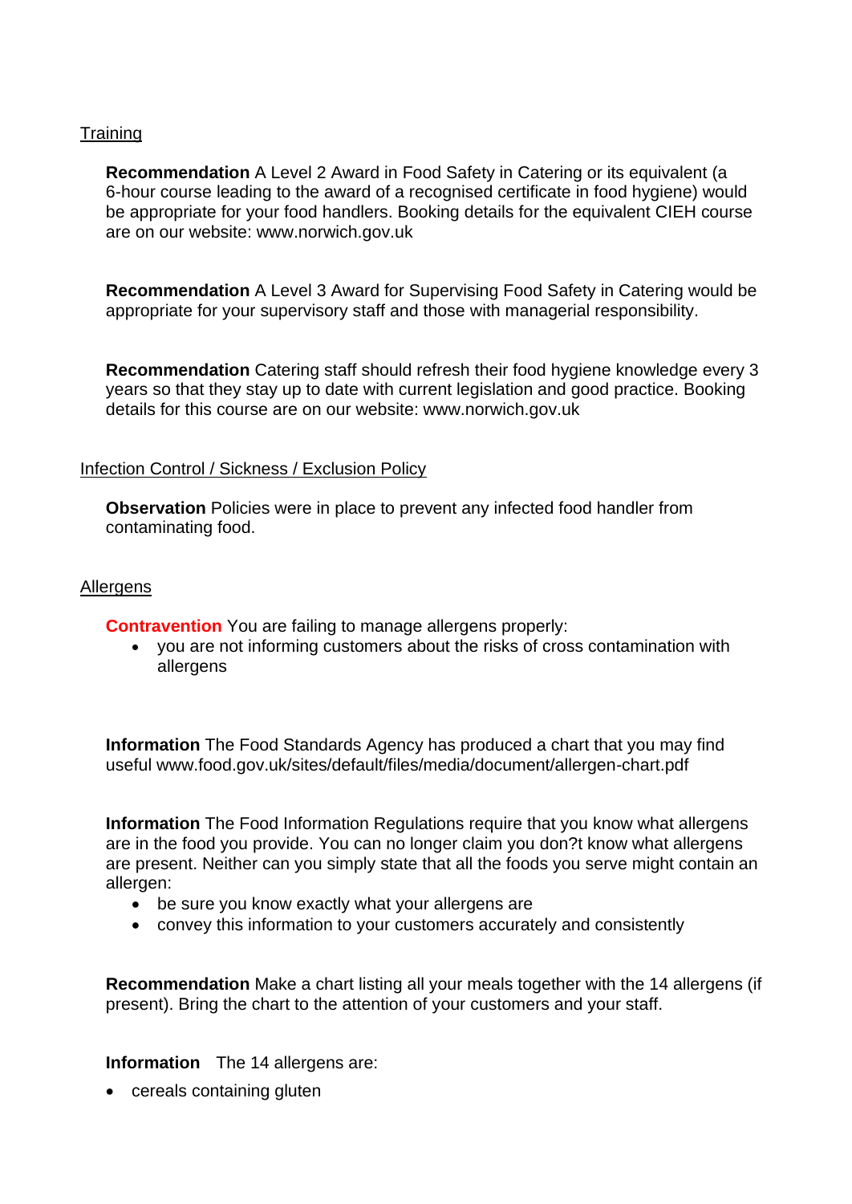Training

**Recommendation** A Level 2 Award in Food Safety in Catering or its equivalent (a 6-hour course leading to the award of a recognised certificate in food hygiene) would be appropriate for your food handlers. Booking details for the equivalent CIEH course are on our website: www.norwich.gov.uk

**Recommendation** A Level 3 Award for Supervising Food Safety in Catering would be appropriate for your supervisory staff and those with managerial responsibility.

**Recommendation** Catering staff should refresh their food hygiene knowledge every 3 years so that they stay up to date with current legislation and good practice. Booking details for this course are on our website: www.norwich.gov.uk

Infection Control / Sickness / Exclusion Policy

**Observation** Policies were in place to prevent any infected food handler from contaminating food.

Allergens

**Contravention** You are failing to manage allergens properly:

- you are not informing customers about the risks of cross contamination with allergens

**Information** The Food Standards Agency has produced a chart that you may find useful www.food.gov.uk/sites/default/files/media/document/allergen-chart.pdf

**Information** The Food Information Regulations require that you know what allergens are in the food you provide. You can no longer claim you don?t know what allergens are present. Neither can you simply state that all the foods you serve might contain an allergen:

- be sure you know exactly what your allergens are
- convey this information to your customers accurately and consistently

**Recommendation** Make a chart listing all your meals together with the 14 allergens (if present). Bring the chart to the attention of your customers and your staff.

**Information** The 14 allergens are:

- cereals containing gluten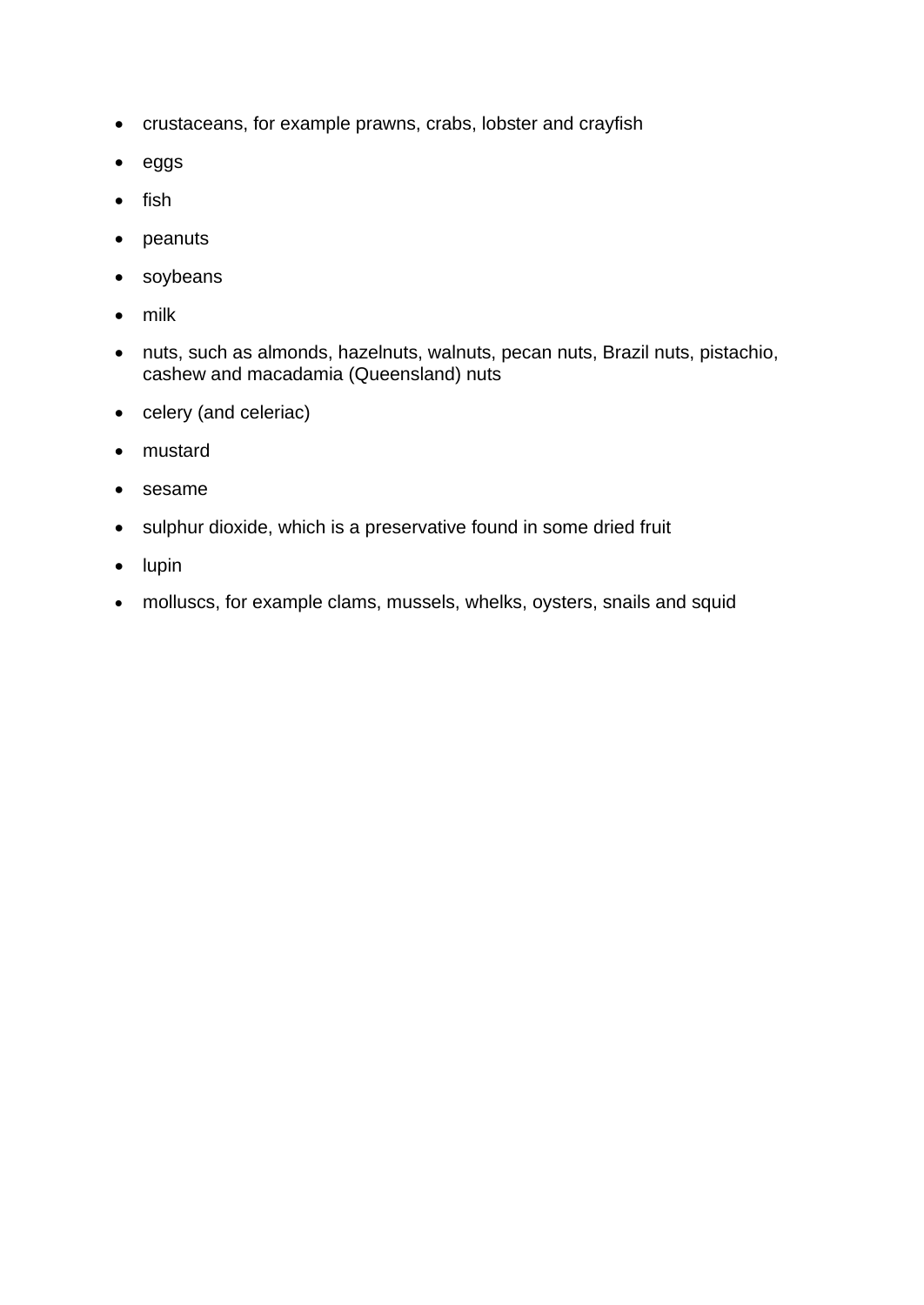- crustaceans, for example prawns, crabs, lobster and crayfish
- eggs
- fish
- peanuts
- soybeans
- milk
- nuts, such as almonds, hazelnuts, walnuts, pecan nuts, Brazil nuts, pistachio, cashew and macadamia (Queensland) nuts
- celery (and celeriac)
- mustard
- sesame
- sulphur dioxide, which is a preservative found in some dried fruit
- lupin
- molluscs, for example clams, mussels, whelks, oysters, snails and squid